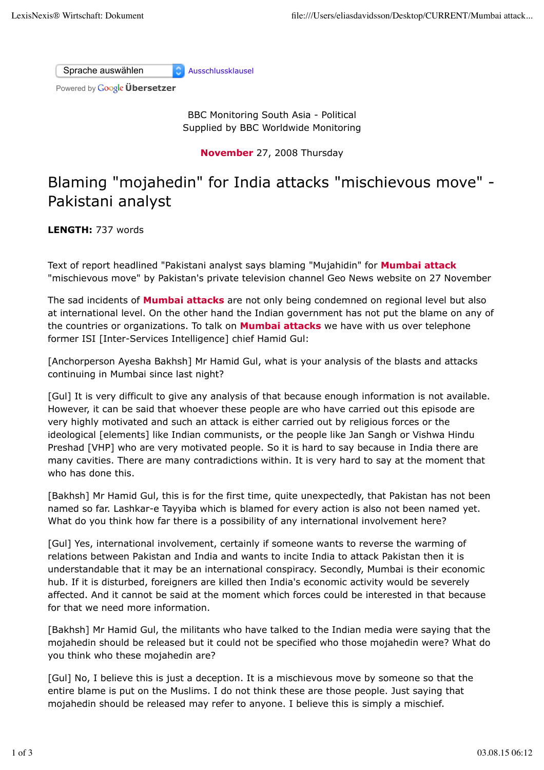BBC Monitoring South Asia - Political
Supplied by BBC Worldwide Monitoring

**November** 27, 2008 Thursday

# Blaming "mojahedin" for India attacks "mischievous move" - Pakistani analyst

**LENGTH:** 737 words

Text of report headlined "Pakistani analyst says blaming "Mujahidin" for **Mumbai attack** "mischievous move" by Pakistan's private television channel Geo News website on 27 November

The sad incidents of **Mumbai attacks** are not only being condemned on regional level but also at international level. On the other hand the Indian government has not put the blame on any of the countries or organizations. To talk on **Mumbai attacks** we have with us over telephone former ISI [Inter-Services Intelligence] chief Hamid Gul:

[Anchorperson Ayesha Bakhsh] Mr Hamid Gul, what is your analysis of the blasts and attacks continuing in Mumbai since last night?

[Gul] It is very difficult to give any analysis of that because enough information is not available. However, it can be said that whoever these people are who have carried out this episode are very highly motivated and such an attack is either carried out by religious forces or the ideological [elements] like Indian communists, or the people like Jan Sangh or Vishwa Hindu Preshad [VHP] who are very motivated people. So it is hard to say because in India there are many cavities. There are many contradictions within. It is very hard to say at the moment that who has done this.

[Bakhsh] Mr Hamid Gul, this is for the first time, quite unexpectedly, that Pakistan has not been named so far. Lashkar-e Tayyiba which is blamed for every action is also not been named yet. What do you think how far there is a possibility of any international involvement here?

[Gul] Yes, international involvement, certainly if someone wants to reverse the warming of relations between Pakistan and India and wants to incite India to attack Pakistan then it is understandable that it may be an international conspiracy. Secondly, Mumbai is their economic hub. If it is disturbed, foreigners are killed then India's economic activity would be severely affected. And it cannot be said at the moment which forces could be interested in that because for that we need more information.

[Bakhsh] Mr Hamid Gul, the militants who have talked to the Indian media were saying that the mojahedin should be released but it could not be specified who those mojahedin were? What do you think who these mojahedin are?

[Gul] No, I believe this is just a deception. It is a mischievous move by someone so that the entire blame is put on the Muslims. I do not think these are those people. Just saying that mojahedin should be released may refer to anyone. I believe this is simply a mischief.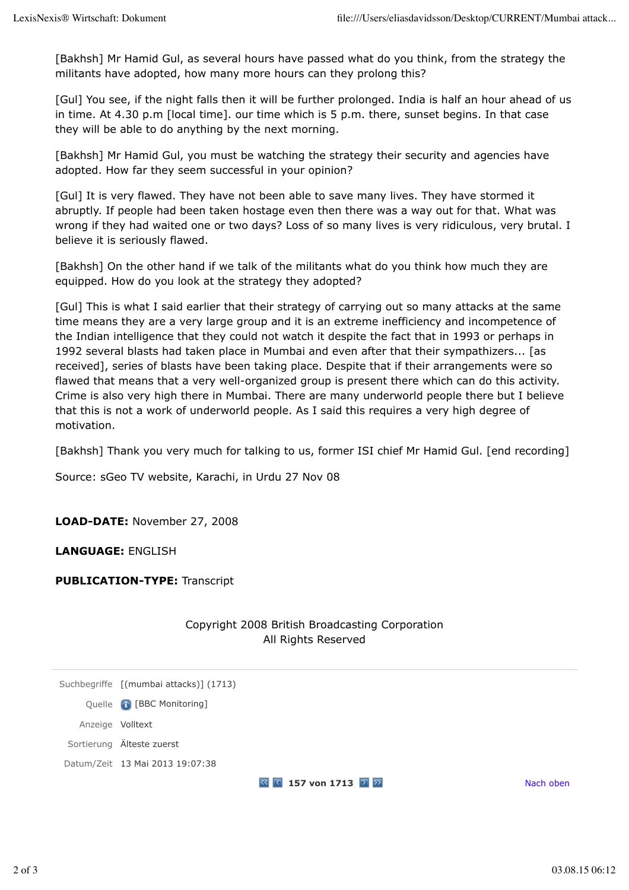[Bakhsh] Mr Hamid Gul, as several hours have passed what do you think, from the strategy the militants have adopted, how many more hours can they prolong this?

[Gul] You see, if the night falls then it will be further prolonged. India is half an hour ahead of us in time. At 4.30 p.m [local time]. our time which is 5 p.m. there, sunset begins. In that case they will be able to do anything by the next morning.

[Bakhsh] Mr Hamid Gul, you must be watching the strategy their security and agencies have adopted. How far they seem successful in your opinion?

[Gul] It is very flawed. They have not been able to save many lives. They have stormed it abruptly. If people had been taken hostage even then there was a way out for that. What was wrong if they had waited one or two days? Loss of so many lives is very ridiculous, very brutal. I believe it is seriously flawed.

[Bakhsh] On the other hand if we talk of the militants what do you think how much they are equipped. How do you look at the strategy they adopted?

[Gul] This is what I said earlier that their strategy of carrying out so many attacks at the same time means they are a very large group and it is an extreme inefficiency and incompetence of the Indian intelligence that they could not watch it despite the fact that in 1993 or perhaps in 1992 several blasts had taken place in Mumbai and even after that their sympathizers... [as received], series of blasts have been taking place. Despite that if their arrangements were so flawed that means that a very well-organized group is present there which can do this activity. Crime is also very high there in Mumbai. There are many underworld people there but I believe that this is not a work of underworld people. As I said this requires a very high degree of motivation.

[Bakhsh] Thank you very much for talking to us, former ISI chief Mr Hamid Gul. [end recording]

Source: sGeo TV website, Karachi, in Urdu 27 Nov 08

**LOAD-DATE:** November 27, 2008

**LANGUAGE:** ENGLISH

**PUBLICATION-TYPE:** Transcript

Copyright 2008 British Broadcasting Corporation
All Rights Reserved

| | |
|---|---|
| Suchbegriffe | [(mumbai attacks)] (1713) |
| Quelle | [BBC Monitoring] |
| Anzeige | Volltext |
| Sortierung | Älteste zuerst |
| Datum/Zeit | 13 Mai 2013 19:07:38 |

157 von 1713

Nach oben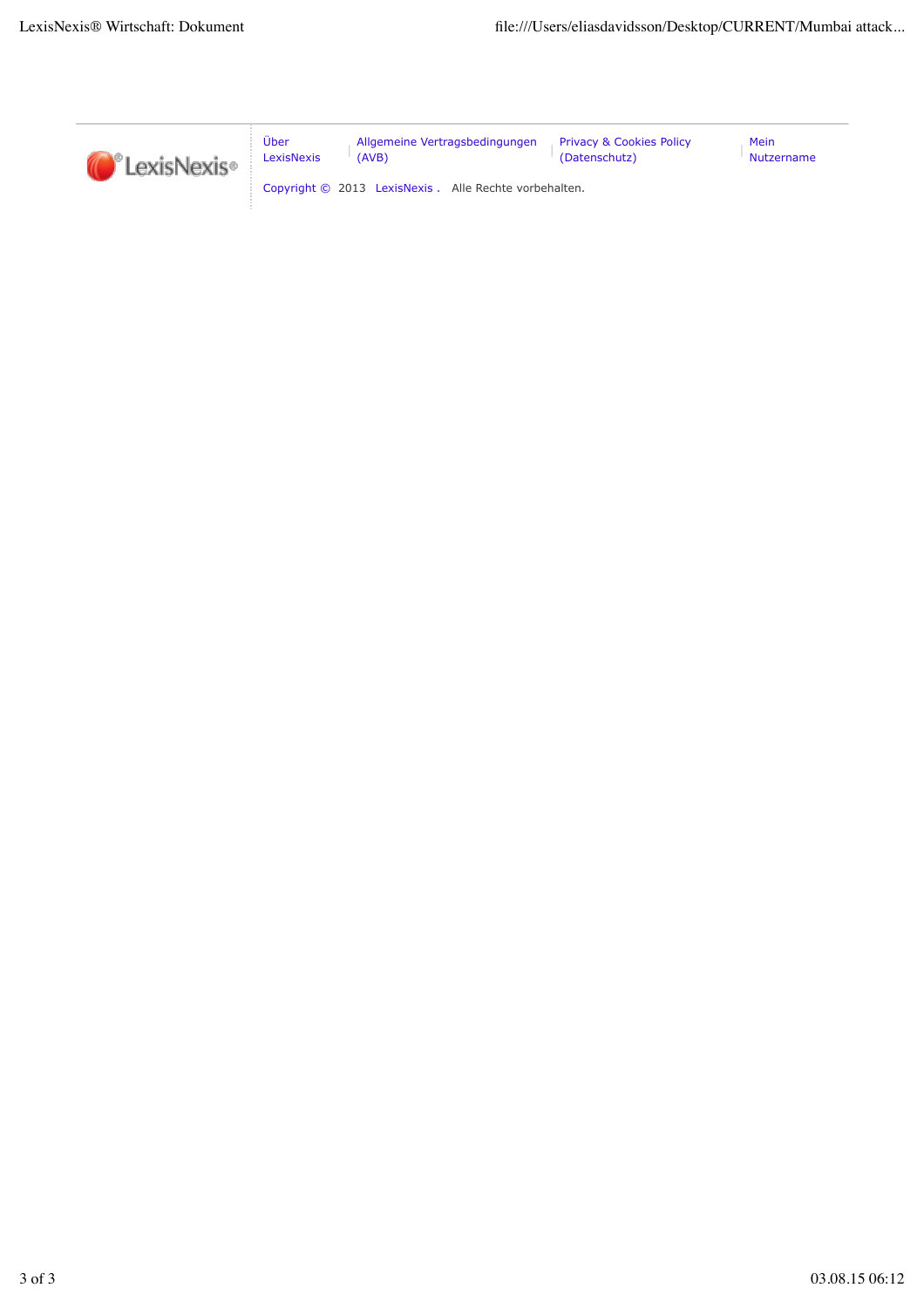Über LexisNexis | Allgemeine Vertragsbedingungen (AVB) | Privacy & Cookies Policy (Datenschutz) | Mein Nutzername

Copyright © 2013 LexisNexis . Alle Rechte vorbehalten.